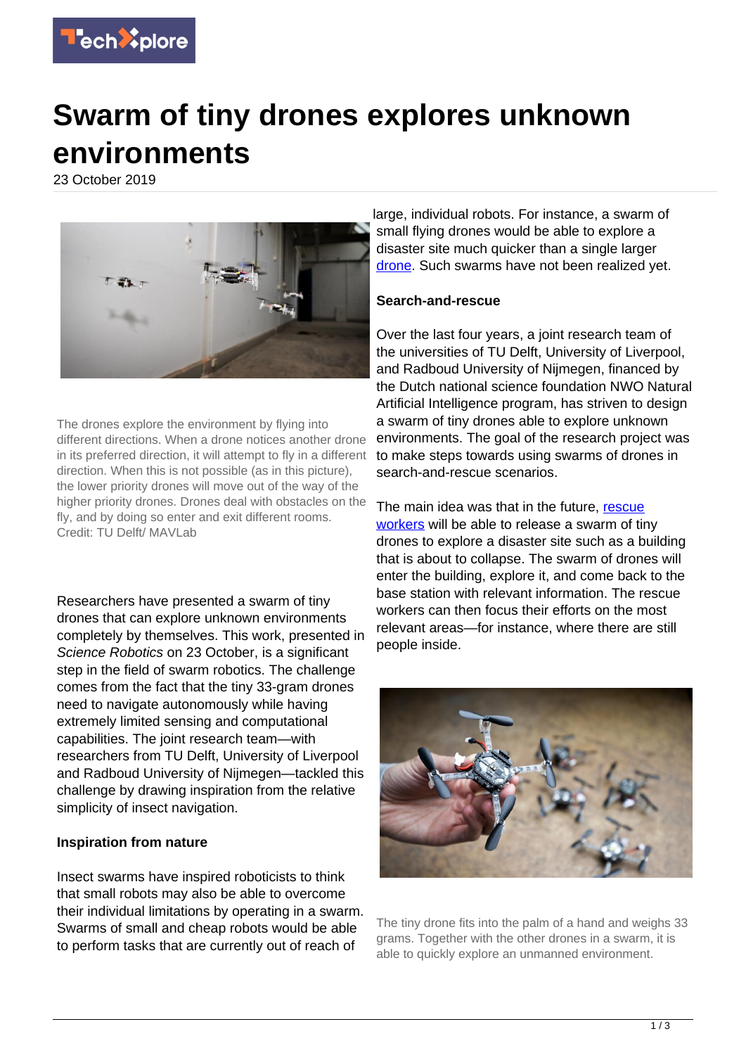# Swarm of tiny drones explores unknown environments

23 October 2019

The drones explore the environment by flying into different directions. When a drone notices another drone in its preferred direction, it will attempt to fly in a different direction. When this is not possible (as in this picture), the lower priority drones will move out of the way of the higher priority drones. Drones deal with obstacles on the fly, and by doing so enter and exit different rooms. Credit: TU Delft/ MAVLab

Researchers have presented a swarm of tiny drones that can explore unknown environments completely by themselves. This work, presented in *Science Robotics* on 23 October, is a significant step in the field of swarm robotics. The challenge comes from the fact that the tiny 33-gram drones need to navigate autonomously while having extremely limited sensing and computational capabilities. The joint research team—with researchers from TU Delft, University of Liverpool and Radboud University of Nijmegen—tackled this challenge by drawing inspiration from the relative simplicity of insect navigation.

**Inspiration from nature**

Insect swarms have inspired roboticists to think that small robots may also be able to overcome their individual limitations by operating in a swarm. Swarms of small and cheap robots would be able to perform tasks that are currently out of reach of large, individual robots. For instance, a swarm of small flying drones would be able to explore a disaster site much quicker than a single larger drone. Such swarms have not been realized yet.

**Search-and-rescue**

Over the last four years, a joint research team of the universities of TU Delft, University of Liverpool, and Radboud University of Nijmegen, financed by the Dutch national science foundation NWO Natural Artificial Intelligence program, has striven to design a swarm of tiny drones able to explore unknown environments. The goal of the research project was to make steps towards using swarms of drones in search-and-rescue scenarios.

The main idea was that in the future, rescue workers will be able to release a swarm of tiny drones to explore a disaster site such as a building that is about to collapse. The swarm of drones will enter the building, explore it, and come back to the base station with relevant information. The rescue workers can then focus their efforts on the most relevant areas—for instance, where there are still people inside.

The tiny drone fits into the palm of a hand and weighs 33 grams. Together with the other drones in a swarm, it is able to quickly explore an unmanned environment.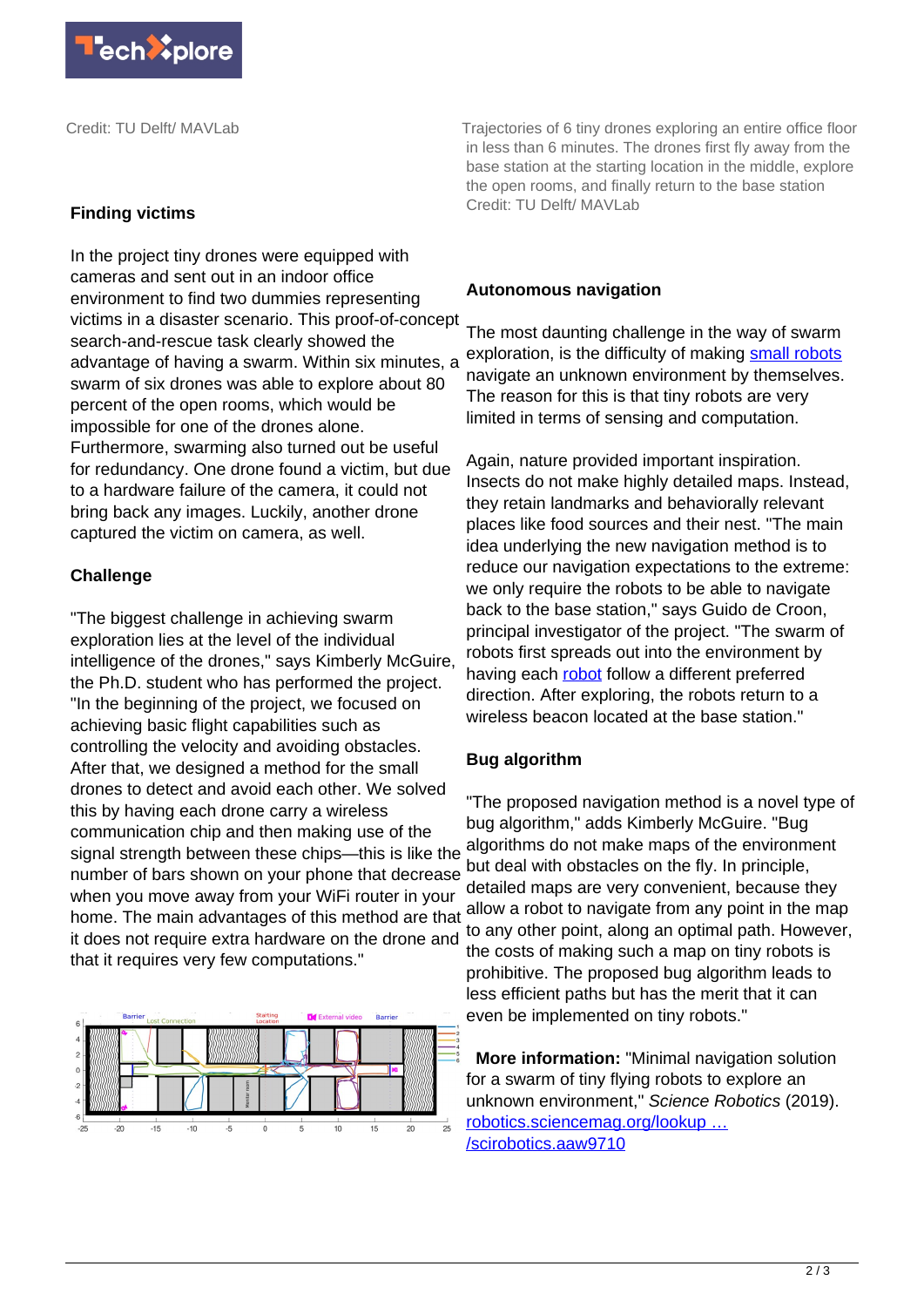Credit: TU Delft/ MAVLab

### Finding victims

In the project tiny drones were equipped with cameras and sent out in an indoor office environment to find two dummies representing victims in a disaster scenario. This proof-of-concept search-and-rescue task clearly showed the advantage of having a swarm. Within six minutes, a swarm of six drones was able to explore about 80 percent of the open rooms, which would be impossible for one of the drones alone. Furthermore, swarming also turned out be useful for redundancy. One drone found a victim, but due to a hardware failure of the camera, it could not bring back any images. Luckily, another drone captured the victim on camera, as well.

### Challenge

"The biggest challenge in achieving swarm exploration lies at the level of the individual intelligence of the drones," says Kimberly McGuire, the Ph.D. student who has performed the project. "In the beginning of the project, we focused on achieving basic flight capabilities such as controlling the velocity and avoiding obstacles. After that, we designed a method for the small drones to detect and avoid each other. We solved this by having each drone carry a wireless communication chip and then making use of the signal strength between these chips—this is like the number of bars shown on your phone that decrease when you move away from your WiFi router in your home. The main advantages of this method are that it does not require extra hardware on the drone and that it requires very few computations."

Trajectories of 6 tiny drones exploring an entire office floor in less than 6 minutes. The drones first fly away from the base station at the starting location in the middle, explore the open rooms, and finally return to the base station Credit: TU Delft/ MAVLab

### Autonomous navigation

The most daunting challenge in the way of swarm exploration, is the difficulty of making small robots navigate an unknown environment by themselves. The reason for this is that tiny robots are very limited in terms of sensing and computation.

Again, nature provided important inspiration. Insects do not make highly detailed maps. Instead, they retain landmarks and behaviorally relevant places like food sources and their nest. "The main idea underlying the new navigation method is to reduce our navigation expectations to the extreme: we only require the robots to be able to navigate back to the base station," says Guido de Croon, principal investigator of the project. "The swarm of robots first spreads out into the environment by having each robot follow a different preferred direction. After exploring, the robots return to a wireless beacon located at the base station."

### Bug algorithm

"The proposed navigation method is a novel type of bug algorithm," adds Kimberly McGuire. "Bug algorithms do not make maps of the environment but deal with obstacles on the fly. In principle, detailed maps are very convenient, because they allow a robot to navigate from any point in the map to any other point, along an optimal path. However, the costs of making such a map on tiny robots is prohibitive. The proposed bug algorithm leads to less efficient paths but has the merit that it can even be implemented on tiny robots."

**More information:** "Minimal navigation solution for a swarm of tiny flying robots to explore an unknown environment," *Science Robotics* (2019). robotics.sciencemag.org/lookup … /scirobotics.aaw9710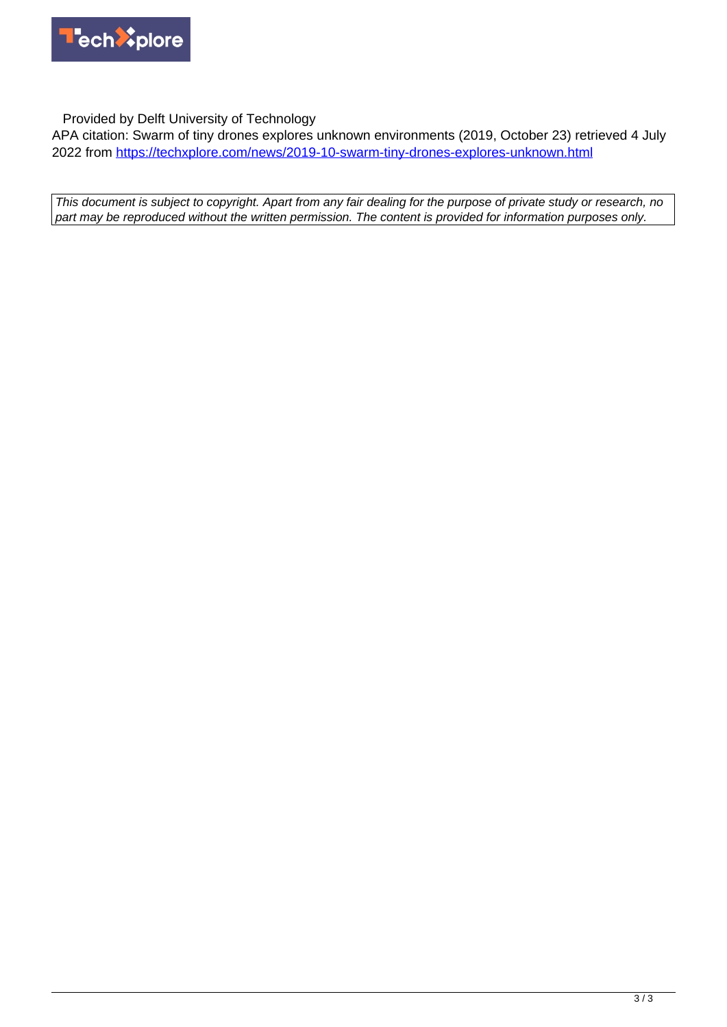Provided by Delft University of Technology

APA citation: Swarm of tiny drones explores unknown environments (2019, October 23) retrieved 4 July 2022 from https://techxplore.com/news/2019-10-swarm-tiny-drones-explores-unknown.html

*This document is subject to copyright. Apart from any fair dealing for the purpose of private study or research, no part may be reproduced without the written permission. The content is provided for information purposes only.*